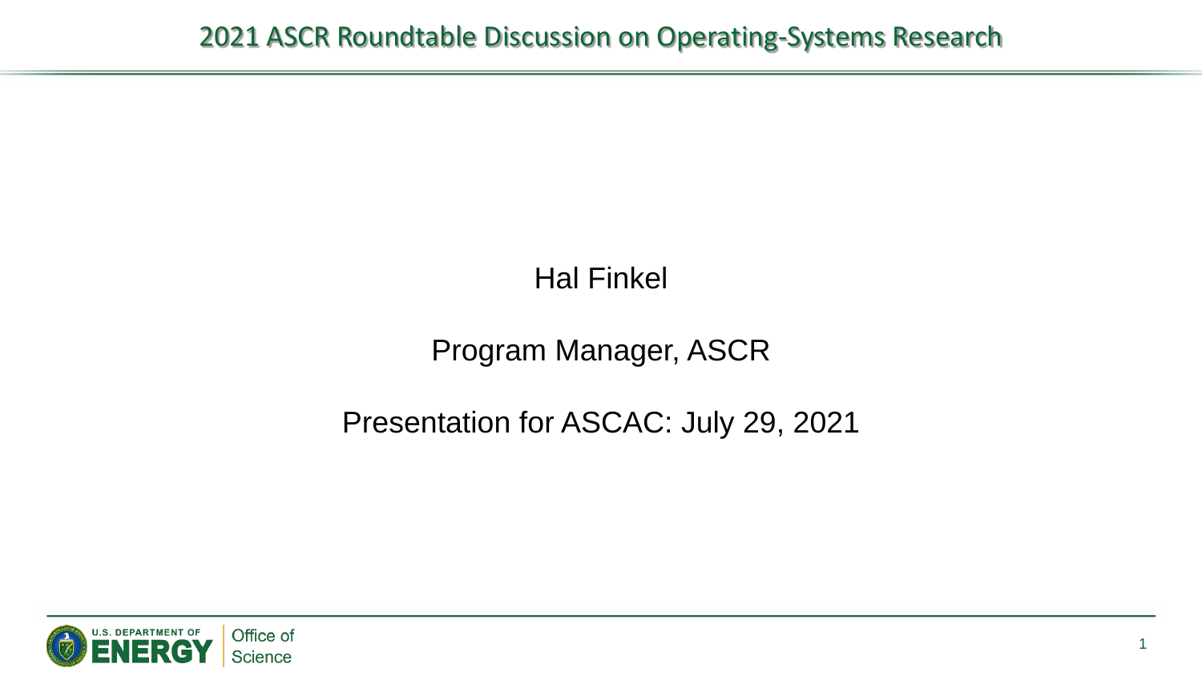# 2021 ASCR Roundtable Discussion on Operating-Systems Research

Hal Finkel

Program Manager, ASCR

Presentation for ASCAC: July 29, 2021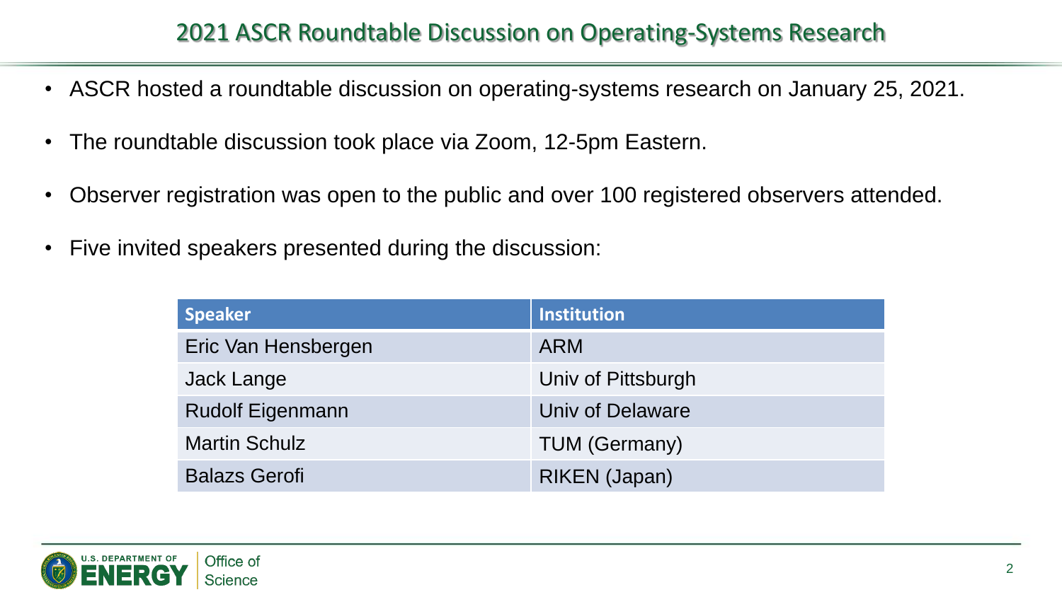# 2021 ASCR Roundtable Discussion on Operating-Systems Research

- ASCR hosted a roundtable discussion on operating-systems research on January 25, 2021.
- The roundtable discussion took place via Zoom, 12-5pm Eastern.
- Observer registration was open to the public and over 100 registered observers attended.
- Five invited speakers presented during the discussion:

| Speaker | Institution |
|---|---|
| Eric Van Hensbergen | ARM |
| Jack Lange | Univ of Pittsburgh |
| Rudolf Eigenmann | Univ of Delaware |
| Martin Schulz | TUM (Germany) |
| Balazs Gerofi | RIKEN (Japan) |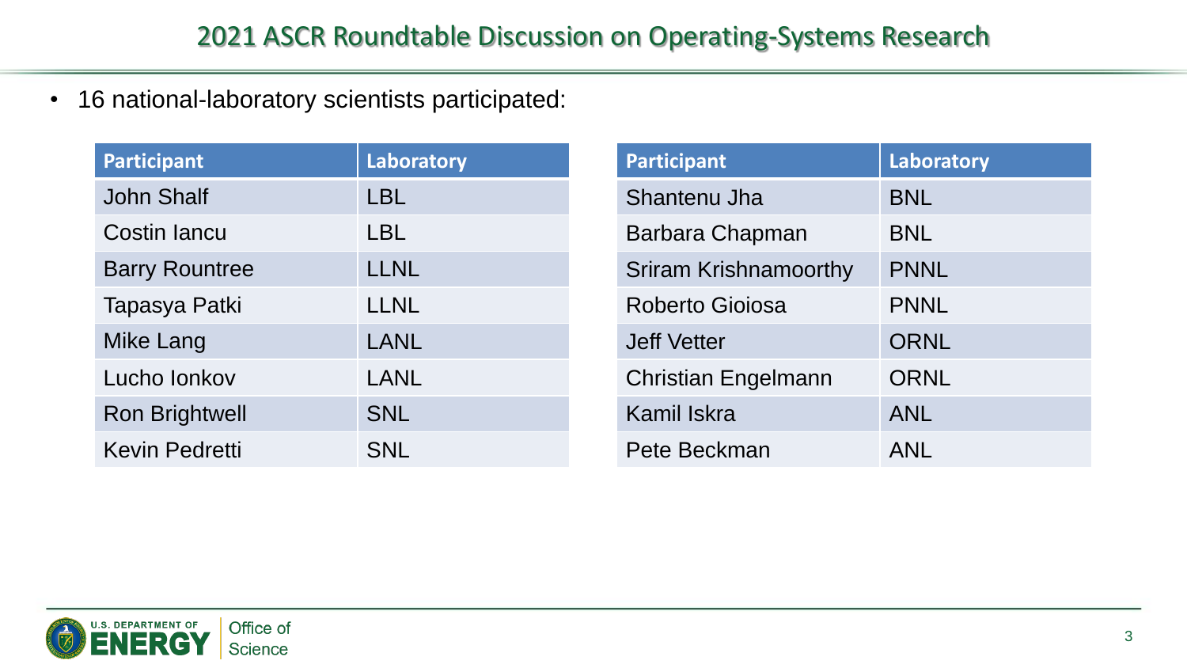# 2021 ASCR Roundtable Discussion on Operating-Systems Research

- 16 national-laboratory scientists participated:

| Participant | Laboratory |
|---|---|
| John Shalf | LBL |
| Costin Iancu | LBL |
| Barry Rountree | LLNL |
| Tapasya Patki | LLNL |
| Mike Lang | LANL |
| Lucho Ionkov | LANL |
| Ron Brightwell | SNL |
| Kevin Pedretti | SNL |

| Participant | Laboratory |
|---|---|
| Shantenu Jha | BNL |
| Barbara Chapman | BNL |
| Sriram Krishnamoorthy | PNNL |
| Roberto Gioiosa | PNNL |
| Jeff Vetter | ORNL |
| Christian Engelmann | ORNL |
| Kamil Iskra | ANL |
| Pete Beckman | ANL |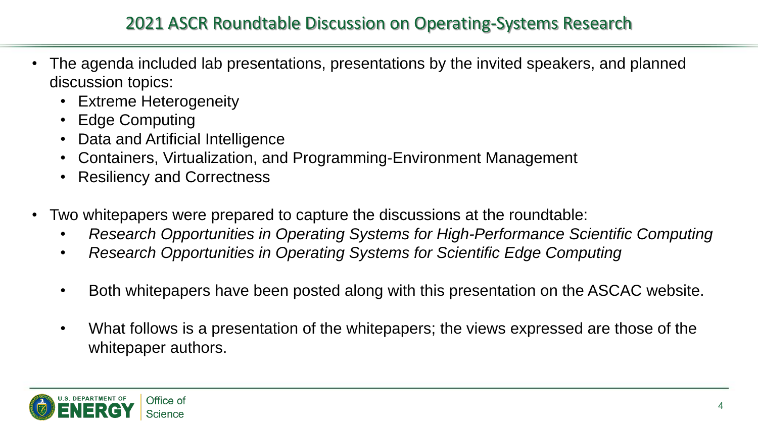# 2021 ASCR Roundtable Discussion on Operating-Systems Research

- The agenda included lab presentations, presentations by the invited speakers, and planned discussion topics:
  - Extreme Heterogeneity
  - Edge Computing
  - Data and Artificial Intelligence
  - Containers, Virtualization, and Programming-Environment Management
  - Resiliency and Correctness
- Two whitepapers were prepared to capture the discussions at the roundtable:
  - *Research Opportunities in Operating Systems for High-Performance Scientific Computing*
  - *Research Opportunities in Operating Systems for Scientific Edge Computing*
  - Both whitepapers have been posted along with this presentation on the ASCAC website.
  - What follows is a presentation of the whitepapers; the views expressed are those of the whitepaper authors.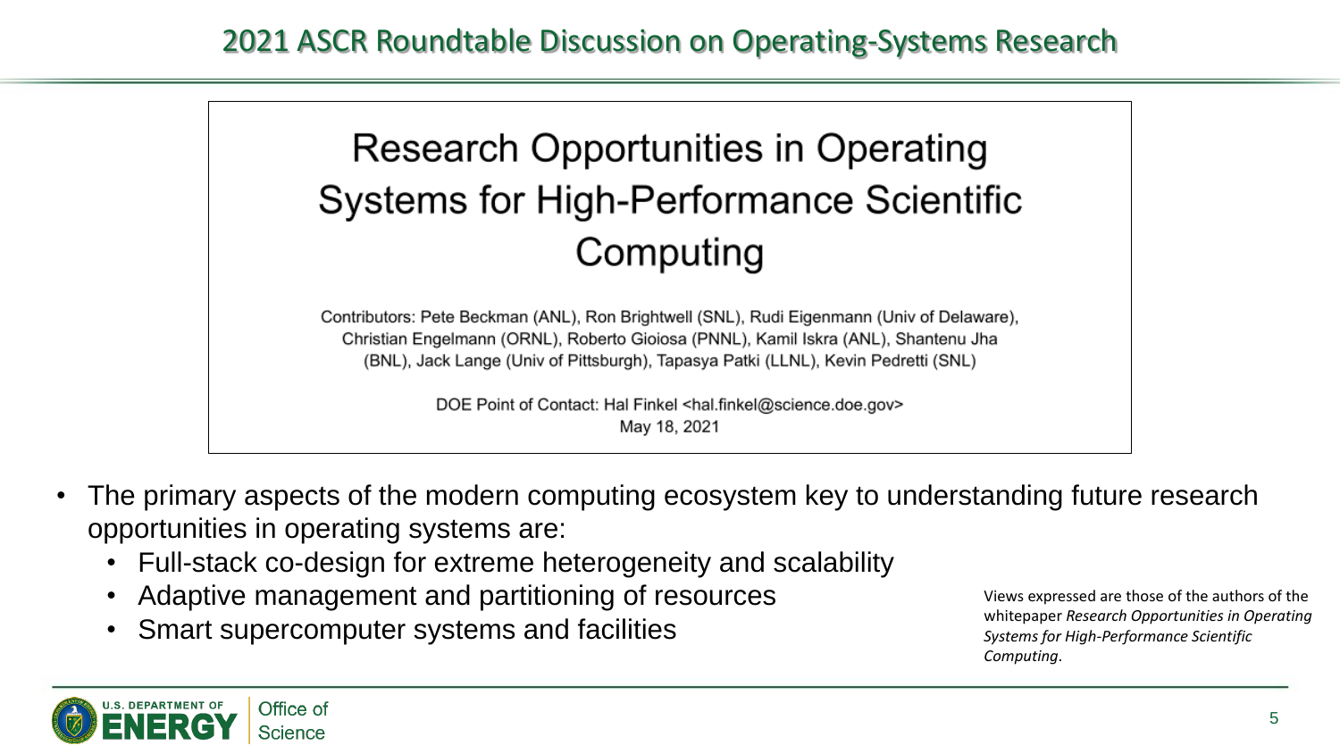# 2021 ASCR Roundtable Discussion on Operating-Systems Research

## Research Opportunities in Operating Systems for High-Performance Scientific Computing

Contributors: Pete Beckman (ANL), Ron Brightwell (SNL), Rudi Eigenmann (Univ of Delaware), Christian Engelmann (ORNL), Roberto Gioiosa (PNNL), Kamil Iskra (ANL), Shantenu Jha (BNL), Jack Lange (Univ of Pittsburgh), Tapasya Patki (LLNL), Kevin Pedretti (SNL)

DOE Point of Contact: Hal Finkel <hal.finkel@science.doe.gov>
May 18, 2021

- The primary aspects of the modern computing ecosystem key to understanding future research opportunities in operating systems are:
  - Full-stack co-design for extreme heterogeneity and scalability
  - Adaptive management and partitioning of resources
  - Smart supercomputer systems and facilities

Views expressed are those of the authors of the whitepaper *Research Opportunities in Operating Systems for High-Performance Scientific Computing*.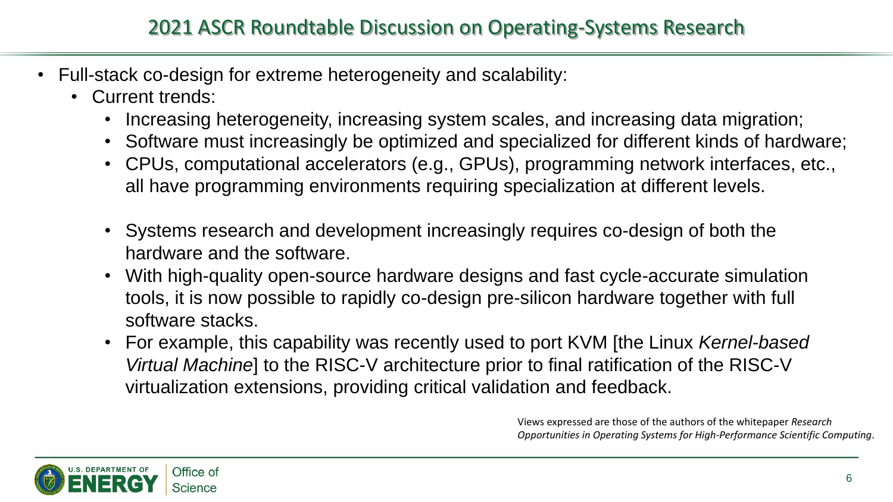## 2021 ASCR Roundtable Discussion on Operating-Systems Research

- Full-stack co-design for extreme heterogeneity and scalability:
  - Current trends:
    - Increasing heterogeneity, increasing system scales, and increasing data migration;
    - Software must increasingly be optimized and specialized for different kinds of hardware;
    - CPUs, computational accelerators (e.g., GPUs), programming network interfaces, etc., all have programming environments requiring specialization at different levels.
    - Systems research and development increasingly requires co-design of both the hardware and the software.
    - With high-quality open-source hardware designs and fast cycle-accurate simulation tools, it is now possible to rapidly co-design pre-silicon hardware together with full software stacks.
    - For example, this capability was recently used to port KVM [the Linux *Kernel-based Virtual Machine*] to the RISC-V architecture prior to final ratification of the RISC-V virtualization extensions, providing critical validation and feedback.

Views expressed are those of the authors of the whitepaper *Research Opportunities in Operating Systems for High-Performance Scientific Computing*.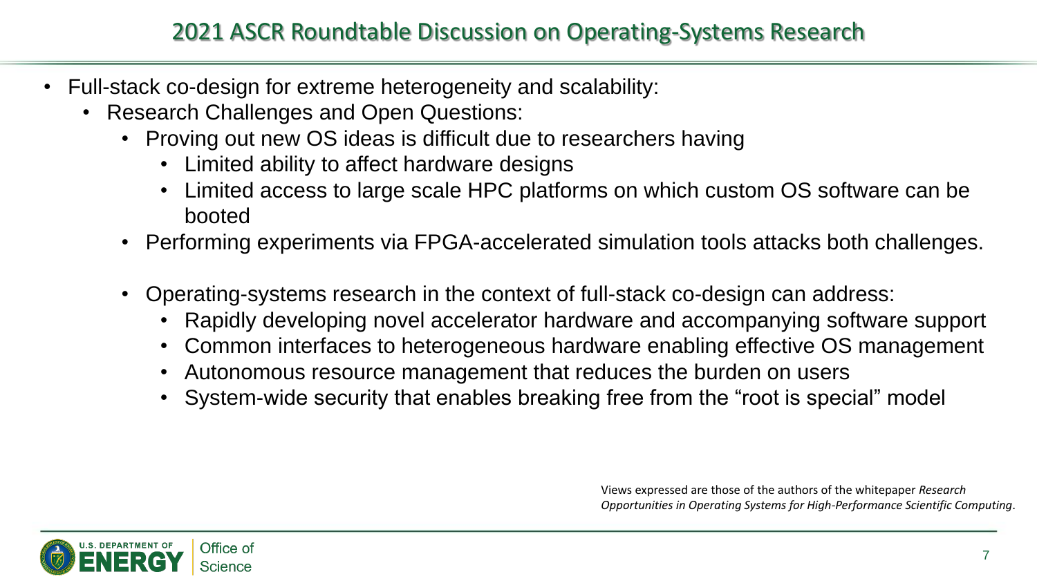# 2021 ASCR Roundtable Discussion on Operating-Systems Research

- Full-stack co-design for extreme heterogeneity and scalability:
  - Research Challenges and Open Questions:
    - Proving out new OS ideas is difficult due to researchers having
      - Limited ability to affect hardware designs
      - Limited access to large scale HPC platforms on which custom OS software can be booted
    - Performing experiments via FPGA-accelerated simulation tools attacks both challenges.
    - Operating-systems research in the context of full-stack co-design can address:
      - Rapidly developing novel accelerator hardware and accompanying software support
      - Common interfaces to heterogeneous hardware enabling effective OS management
      - Autonomous resource management that reduces the burden on users
      - System-wide security that enables breaking free from the "root is special" model

Views expressed are those of the authors of the whitepaper *Research Opportunities in Operating Systems for High-Performance Scientific Computing*.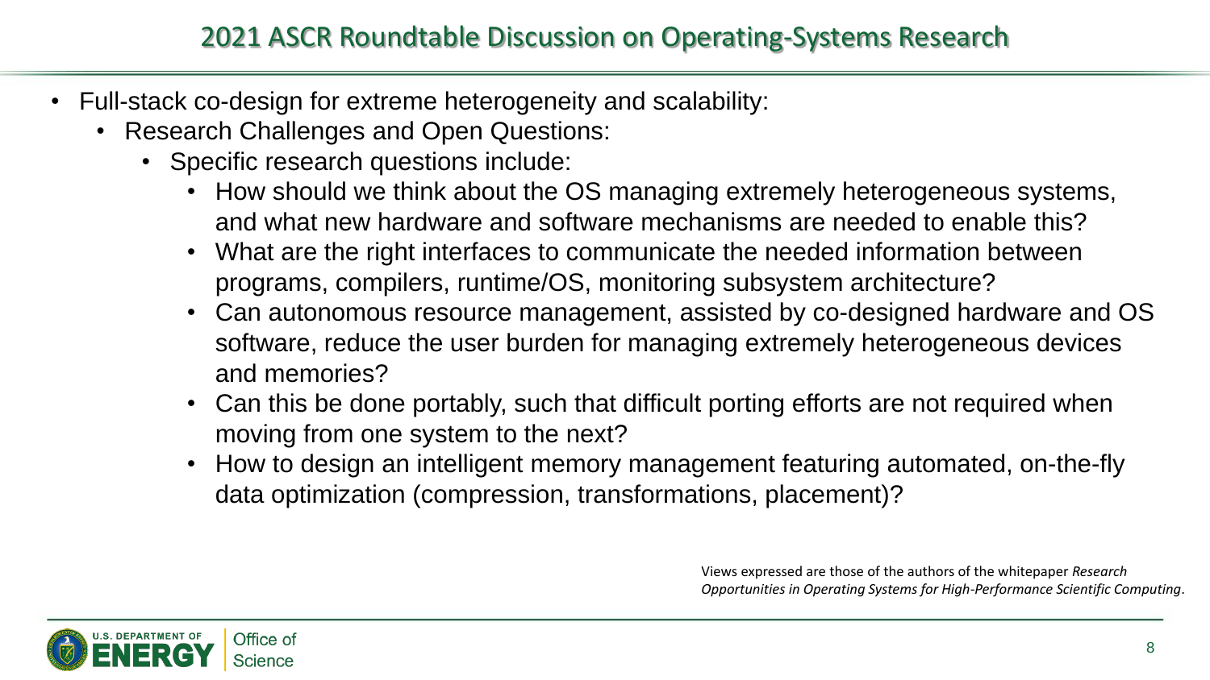## 2021 ASCR Roundtable Discussion on Operating-Systems Research

- Full-stack co-design for extreme heterogeneity and scalability:
  - Research Challenges and Open Questions:
    - Specific research questions include:
      - How should we think about the OS managing extremely heterogeneous systems, and what new hardware and software mechanisms are needed to enable this?
      - What are the right interfaces to communicate the needed information between programs, compilers, runtime/OS, monitoring subsystem architecture?
      - Can autonomous resource management, assisted by co-designed hardware and OS software, reduce the user burden for managing extremely heterogeneous devices and memories?
      - Can this be done portably, such that difficult porting efforts are not required when moving from one system to the next?
      - How to design an intelligent memory management featuring automated, on-the-fly data optimization (compression, transformations, placement)?

Views expressed are those of the authors of the whitepaper *Research Opportunities in Operating Systems for High-Performance Scientific Computing*.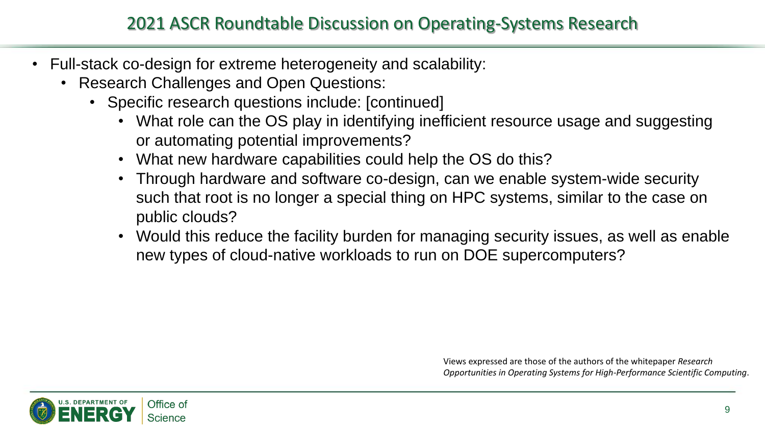# 2021 ASCR Roundtable Discussion on Operating-Systems Research

- Full-stack co-design for extreme heterogeneity and scalability:
  - Research Challenges and Open Questions:
    - Specific research questions include: [continued]
      - What role can the OS play in identifying inefficient resource usage and suggesting or automating potential improvements?
      - What new hardware capabilities could help the OS do this?
      - Through hardware and software co-design, can we enable system-wide security such that root is no longer a special thing on HPC systems, similar to the case on public clouds?
      - Would this reduce the facility burden for managing security issues, as well as enable new types of cloud-native workloads to run on DOE supercomputers?

Views expressed are those of the authors of the whitepaper *Research Opportunities in Operating Systems for High-Performance Scientific Computing*.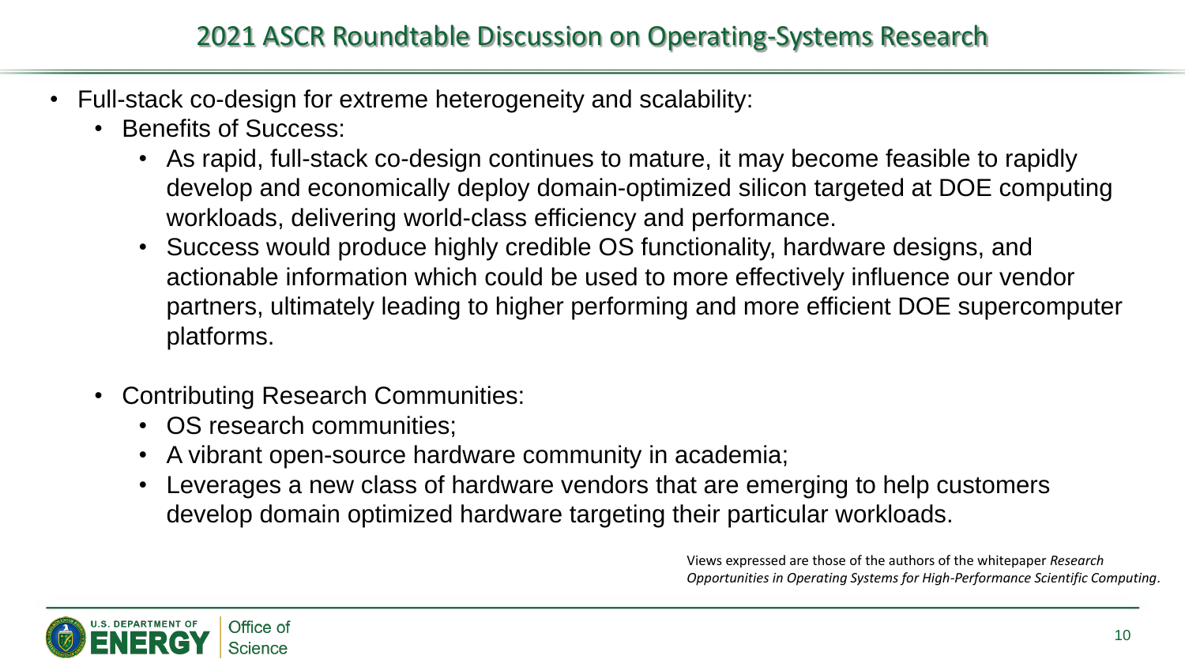## 2021 ASCR Roundtable Discussion on Operating-Systems Research

- Full-stack co-design for extreme heterogeneity and scalability:
  - Benefits of Success:
    - As rapid, full-stack co-design continues to mature, it may become feasible to rapidly develop and economically deploy domain-optimized silicon targeted at DOE computing workloads, delivering world-class efficiency and performance.
    - Success would produce highly credible OS functionality, hardware designs, and actionable information which could be used to more effectively influence our vendor partners, ultimately leading to higher performing and more efficient DOE supercomputer platforms.
  - Contributing Research Communities:
    - OS research communities;
    - A vibrant open-source hardware community in academia;
    - Leverages a new class of hardware vendors that are emerging to help customers develop domain optimized hardware targeting their particular workloads.

Views expressed are those of the authors of the whitepaper *Research Opportunities in Operating Systems for High-Performance Scientific Computing*.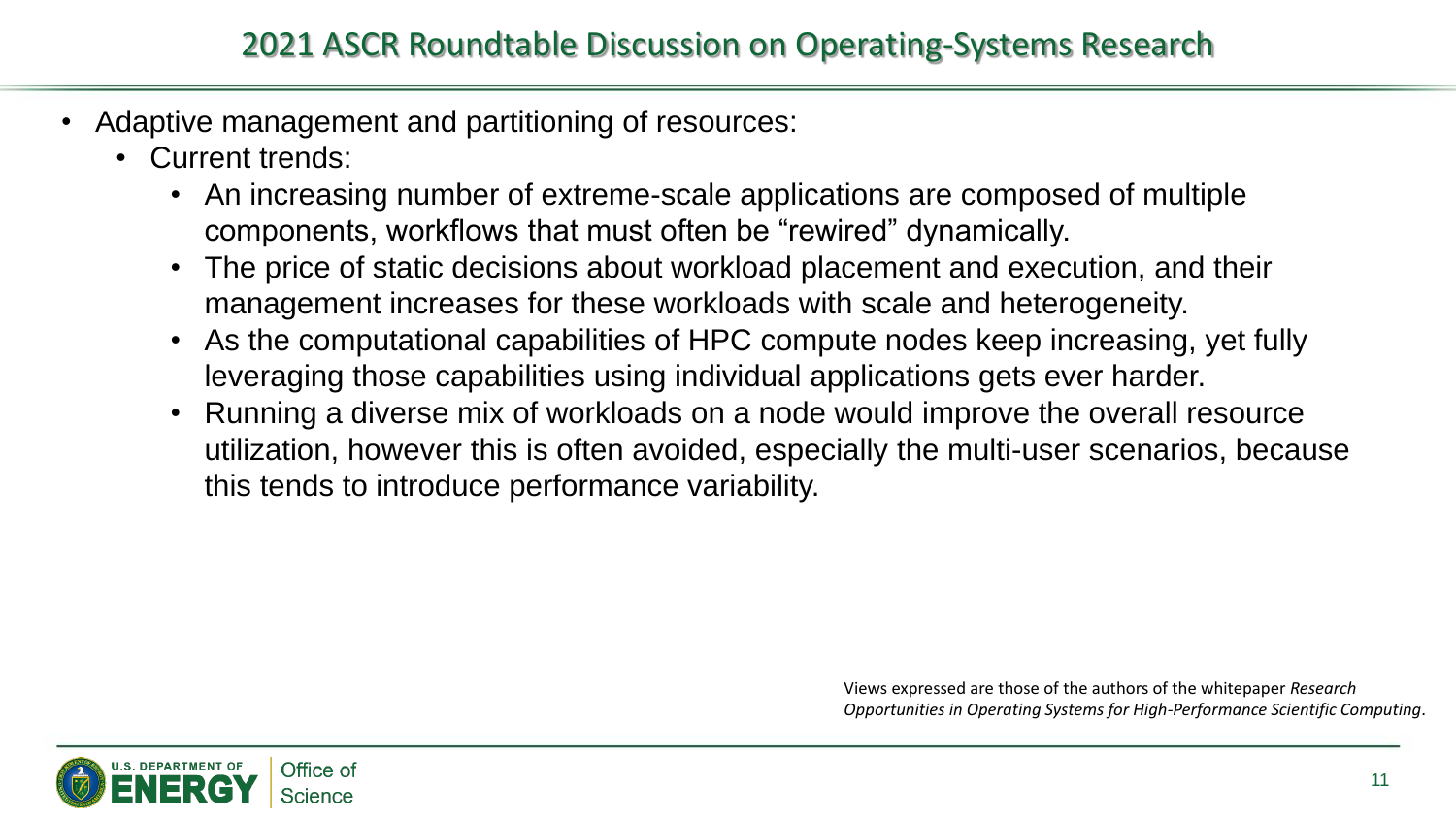## 2021 ASCR Roundtable Discussion on Operating-Systems Research

- Adaptive management and partitioning of resources:
  - Current trends:
    - An increasing number of extreme-scale applications are composed of multiple components, workflows that must often be "rewired" dynamically.
    - The price of static decisions about workload placement and execution, and their management increases for these workloads with scale and heterogeneity.
    - As the computational capabilities of HPC compute nodes keep increasing, yet fully leveraging those capabilities using individual applications gets ever harder.
    - Running a diverse mix of workloads on a node would improve the overall resource utilization, however this is often avoided, especially the multi-user scenarios, because this tends to introduce performance variability.

Views expressed are those of the authors of the whitepaper *Research Opportunities in Operating Systems for High-Performance Scientific Computing*.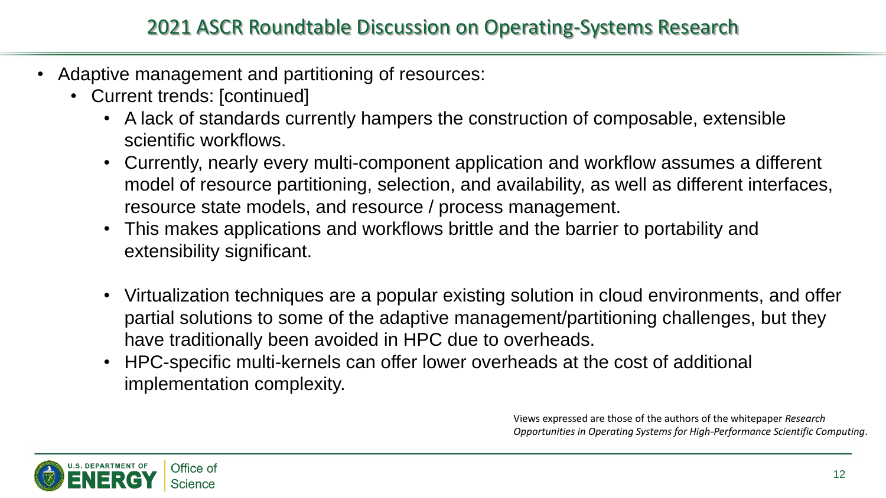## 2021 ASCR Roundtable Discussion on Operating-Systems Research

- Adaptive management and partitioning of resources:
  - Current trends: [continued]
    - A lack of standards currently hampers the construction of composable, extensible scientific workflows.
    - Currently, nearly every multi-component application and workflow assumes a different model of resource partitioning, selection, and availability, as well as different interfaces, resource state models, and resource / process management.
    - This makes applications and workflows brittle and the barrier to portability and extensibility significant.

    - Virtualization techniques are a popular existing solution in cloud environments, and offer partial solutions to some of the adaptive management/partitioning challenges, but they have traditionally been avoided in HPC due to overheads.
    - HPC-specific multi-kernels can offer lower overheads at the cost of additional implementation complexity.

Views expressed are those of the authors of the whitepaper *Research Opportunities in Operating Systems for High-Performance Scientific Computing*.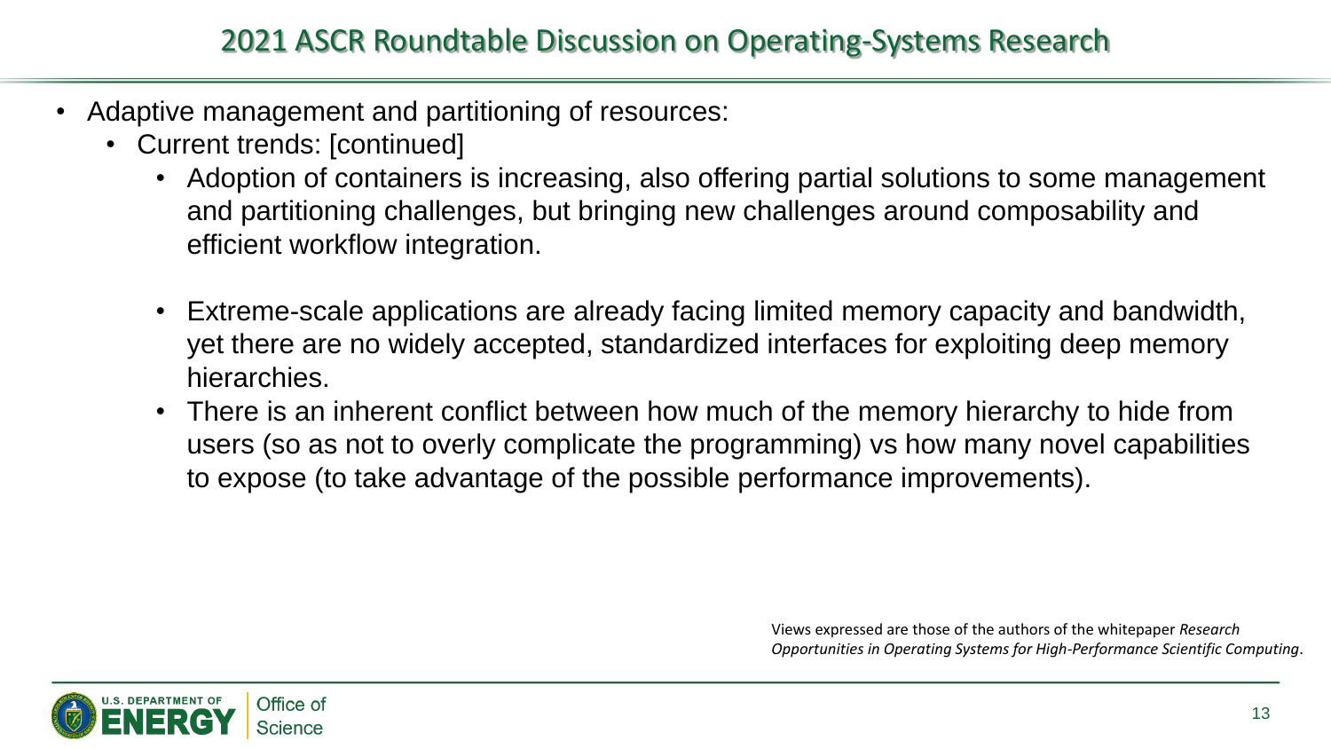## 2021 ASCR Roundtable Discussion on Operating-Systems Research

- Adaptive management and partitioning of resources:
  - Current trends: [continued]
    - Adoption of containers is increasing, also offering partial solutions to some management and partitioning challenges, but bringing new challenges around composability and efficient workflow integration.
    - Extreme-scale applications are already facing limited memory capacity and bandwidth, yet there are no widely accepted, standardized interfaces for exploiting deep memory hierarchies.
    - There is an inherent conflict between how much of the memory hierarchy to hide from users (so as not to overly complicate the programming) vs how many novel capabilities to expose (to take advantage of the possible performance improvements).

Views expressed are those of the authors of the whitepaper *Research Opportunities in Operating Systems for High-Performance Scientific Computing*.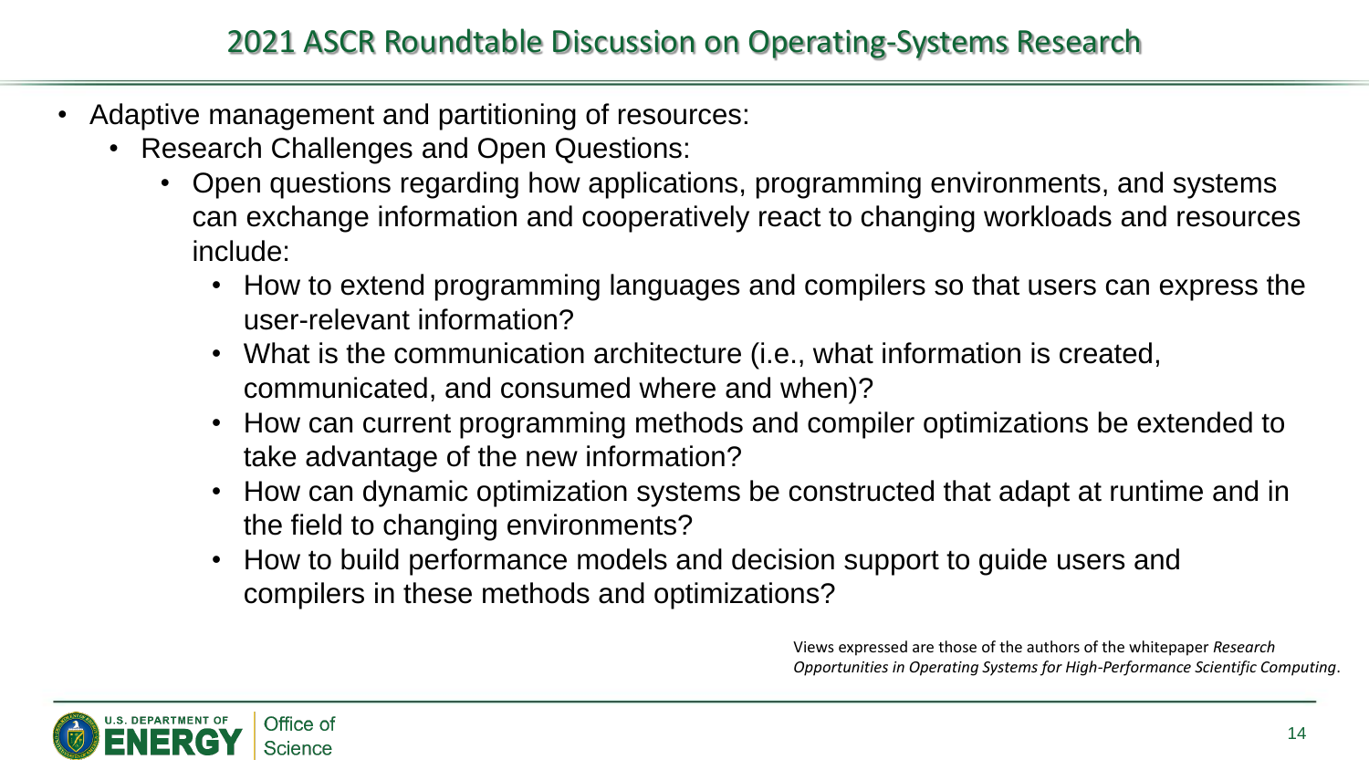## 2021 ASCR Roundtable Discussion on Operating-Systems Research

- Adaptive management and partitioning of resources:
  - Research Challenges and Open Questions:
    - Open questions regarding how applications, programming environments, and systems can exchange information and cooperatively react to changing workloads and resources include:
      - How to extend programming languages and compilers so that users can express the user-relevant information?
      - What is the communication architecture (i.e., what information is created, communicated, and consumed where and when)?
      - How can current programming methods and compiler optimizations be extended to take advantage of the new information?
      - How can dynamic optimization systems be constructed that adapt at runtime and in the field to changing environments?
      - How to build performance models and decision support to guide users and compilers in these methods and optimizations?

Views expressed are those of the authors of the whitepaper *Research Opportunities in Operating Systems for High-Performance Scientific Computing*.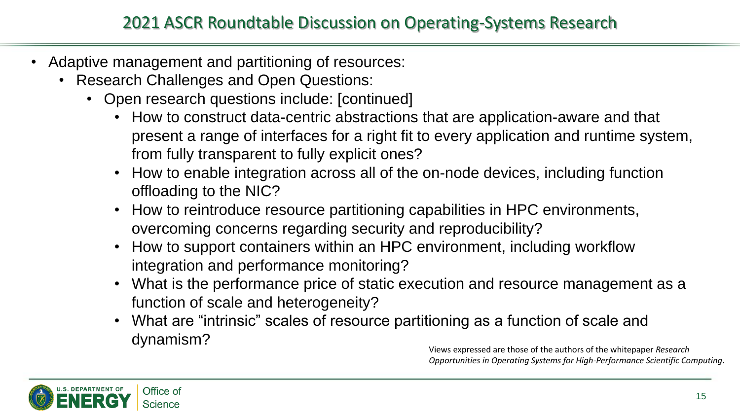## 2021 ASCR Roundtable Discussion on Operating-Systems Research

- Adaptive management and partitioning of resources:
  - Research Challenges and Open Questions:
    - Open research questions include: [continued]
      - How to construct data-centric abstractions that are application-aware and that present a range of interfaces for a right fit to every application and runtime system, from fully transparent to fully explicit ones?
      - How to enable integration across all of the on-node devices, including function offloading to the NIC?
      - How to reintroduce resource partitioning capabilities in HPC environments, overcoming concerns regarding security and reproducibility?
      - How to support containers within an HPC environment, including workflow integration and performance monitoring?
      - What is the performance price of static execution and resource management as a function of scale and heterogeneity?
      - What are "intrinsic" scales of resource partitioning as a function of scale and dynamism?

Views expressed are those of the authors of the whitepaper *Research Opportunities in Operating Systems for High-Performance Scientific Computing*.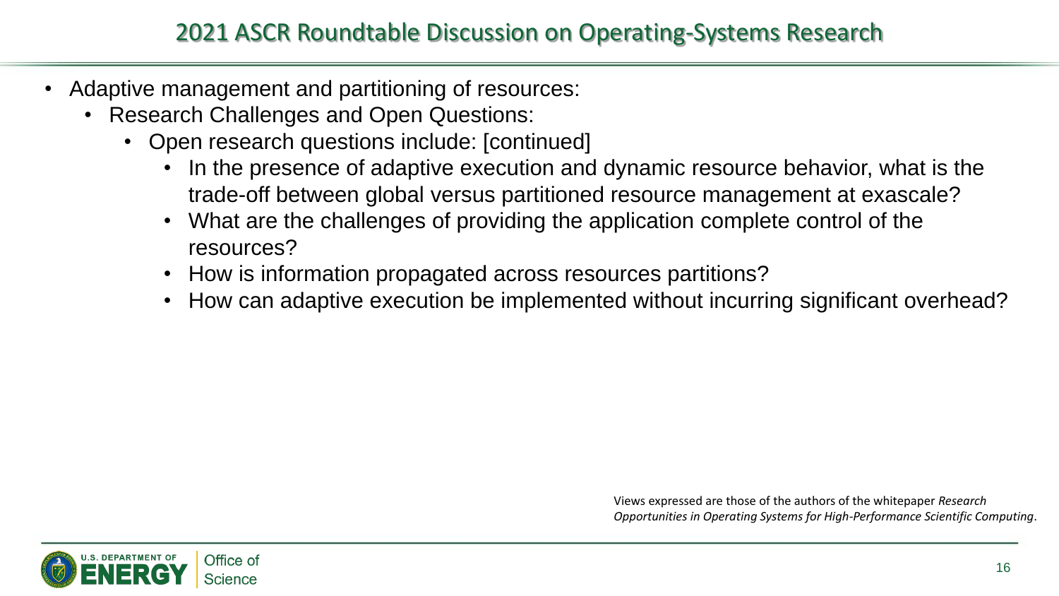# 2021 ASCR Roundtable Discussion on Operating-Systems Research

- Adaptive management and partitioning of resources:
  - Research Challenges and Open Questions:
    - Open research questions include: [continued]
      - In the presence of adaptive execution and dynamic resource behavior, what is the trade-off between global versus partitioned resource management at exascale?
      - What are the challenges of providing the application complete control of the resources?
      - How is information propagated across resources partitions?
      - How can adaptive execution be implemented without incurring significant overhead?

Views expressed are those of the authors of the whitepaper *Research Opportunities in Operating Systems for High-Performance Scientific Computing*.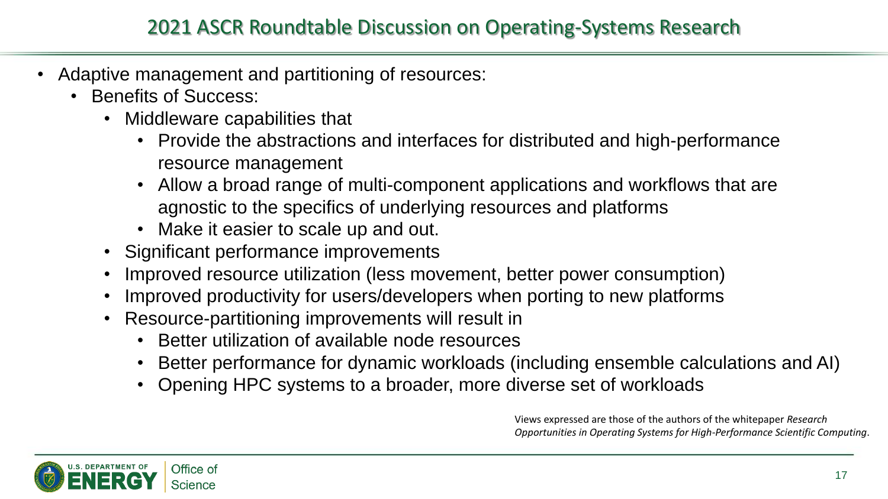## 2021 ASCR Roundtable Discussion on Operating-Systems Research

- Adaptive management and partitioning of resources:
  - Benefits of Success:
    - Middleware capabilities that
      - Provide the abstractions and interfaces for distributed and high-performance resource management
      - Allow a broad range of multi-component applications and workflows that are agnostic to the specifics of underlying resources and platforms
      - Make it easier to scale up and out.
    - Significant performance improvements
    - Improved resource utilization (less movement, better power consumption)
    - Improved productivity for users/developers when porting to new platforms
    - Resource-partitioning improvements will result in
      - Better utilization of available node resources
      - Better performance for dynamic workloads (including ensemble calculations and AI)
      - Opening HPC systems to a broader, more diverse set of workloads

Views expressed are those of the authors of the whitepaper *Research Opportunities in Operating Systems for High-Performance Scientific Computing*.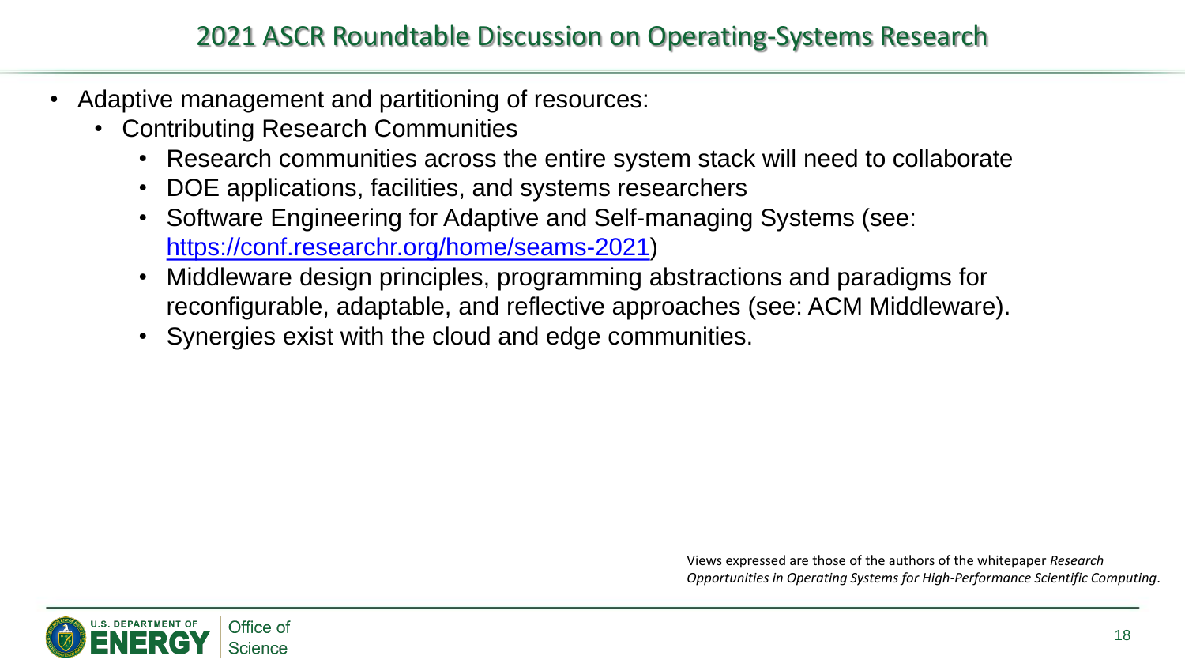## 2021 ASCR Roundtable Discussion on Operating-Systems Research

- Adaptive management and partitioning of resources:
  - Contributing Research Communities
    - Research communities across the entire system stack will need to collaborate
    - DOE applications, facilities, and systems researchers
    - Software Engineering for Adaptive and Self-managing Systems (see: [https://conf.researchr.org/home/seams-2021](https://conf.researchr.org/home/seams-2021))
    - Middleware design principles, programming abstractions and paradigms for reconfigurable, adaptable, and reflective approaches (see: ACM Middleware).
    - Synergies exist with the cloud and edge communities.

Views expressed are those of the authors of the whitepaper *Research Opportunities in Operating Systems for High-Performance Scientific Computing*.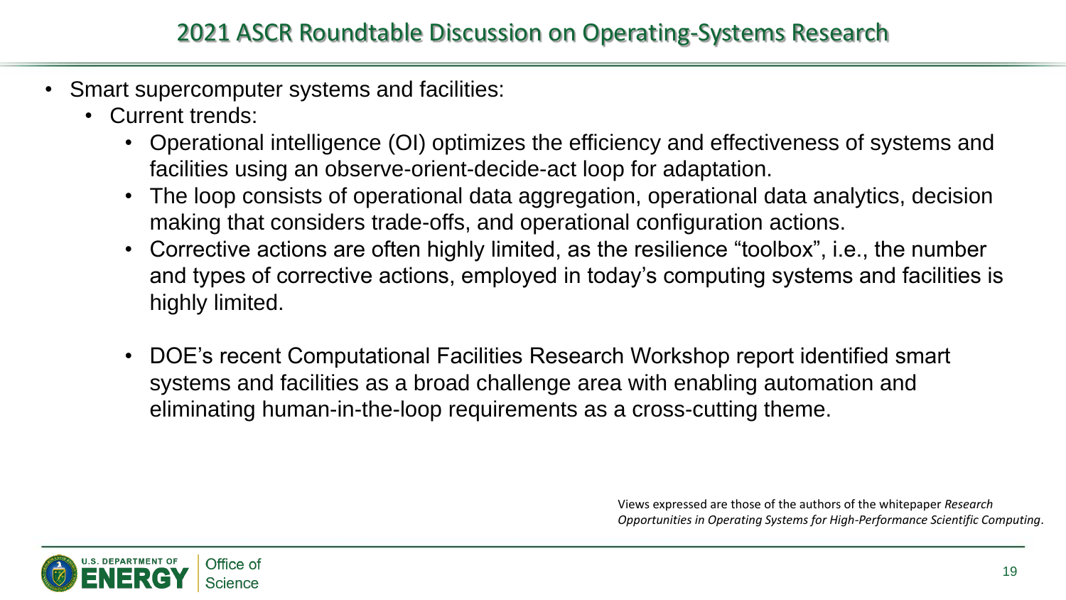## 2021 ASCR Roundtable Discussion on Operating-Systems Research

- Smart supercomputer systems and facilities:
  - Current trends:
    - Operational intelligence (OI) optimizes the efficiency and effectiveness of systems and facilities using an observe-orient-decide-act loop for adaptation.
    - The loop consists of operational data aggregation, operational data analytics, decision making that considers trade-offs, and operational configuration actions.
    - Corrective actions are often highly limited, as the resilience "toolbox", i.e., the number and types of corrective actions, employed in today's computing systems and facilities is highly limited.
    - DOE's recent Computational Facilities Research Workshop report identified smart systems and facilities as a broad challenge area with enabling automation and eliminating human-in-the-loop requirements as a cross-cutting theme.

Views expressed are those of the authors of the whitepaper *Research Opportunities in Operating Systems for High-Performance Scientific Computing*.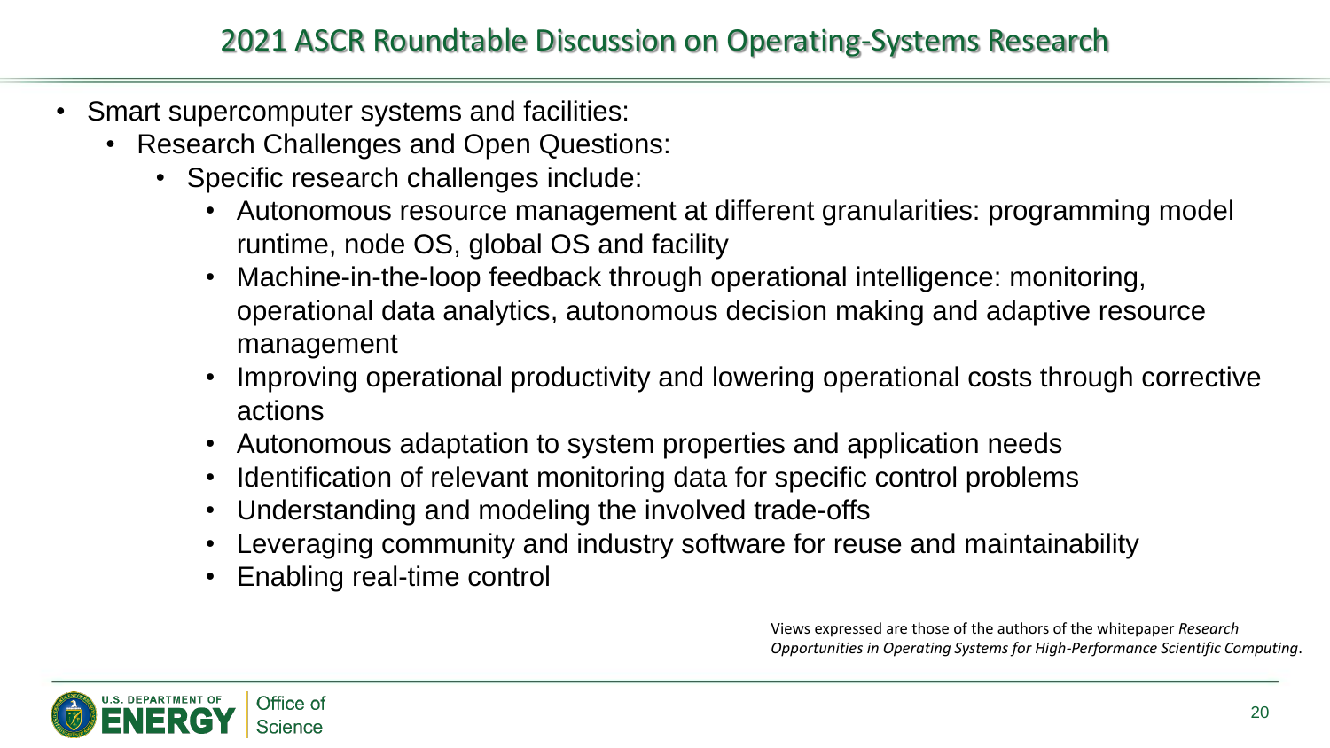## 2021 ASCR Roundtable Discussion on Operating-Systems Research

- Smart supercomputer systems and facilities:
  - Research Challenges and Open Questions:
    - Specific research challenges include:
      - Autonomous resource management at different granularities: programming model runtime, node OS, global OS and facility
      - Machine-in-the-loop feedback through operational intelligence: monitoring, operational data analytics, autonomous decision making and adaptive resource management
      - Improving operational productivity and lowering operational costs through corrective actions
      - Autonomous adaptation to system properties and application needs
      - Identification of relevant monitoring data for specific control problems
      - Understanding and modeling the involved trade-offs
      - Leveraging community and industry software for reuse and maintainability
      - Enabling real-time control

Views expressed are those of the authors of the whitepaper *Research Opportunities in Operating Systems for High-Performance Scientific Computing*.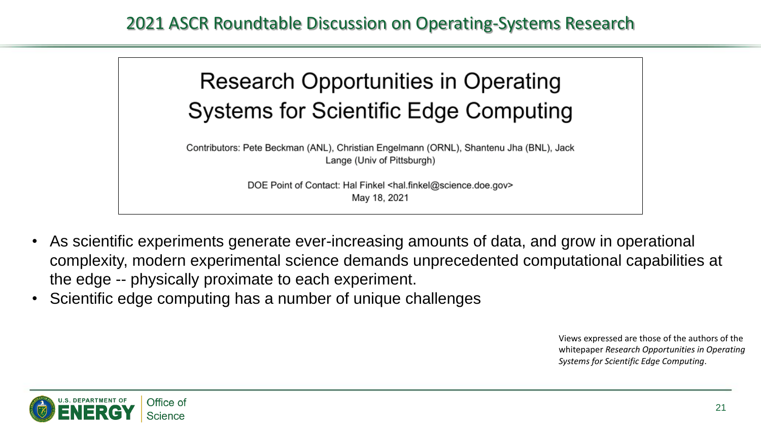# 2021 ASCR Roundtable Discussion on Operating-Systems Research

## Research Opportunities in Operating Systems for Scientific Edge Computing

Contributors: Pete Beckman (ANL), Christian Engelmann (ORNL), Shantenu Jha (BNL), Jack Lange (Univ of Pittsburgh)

DOE Point of Contact: Hal Finkel <hal.finkel@science.doe.gov>
May 18, 2021

- As scientific experiments generate ever-increasing amounts of data, and grow in operational complexity, modern experimental science demands unprecedented computational capabilities at the edge -- physically proximate to each experiment.
- Scientific edge computing has a number of unique challenges

Views expressed are those of the authors of the whitepaper *Research Opportunities in Operating Systems for Scientific Edge Computing*.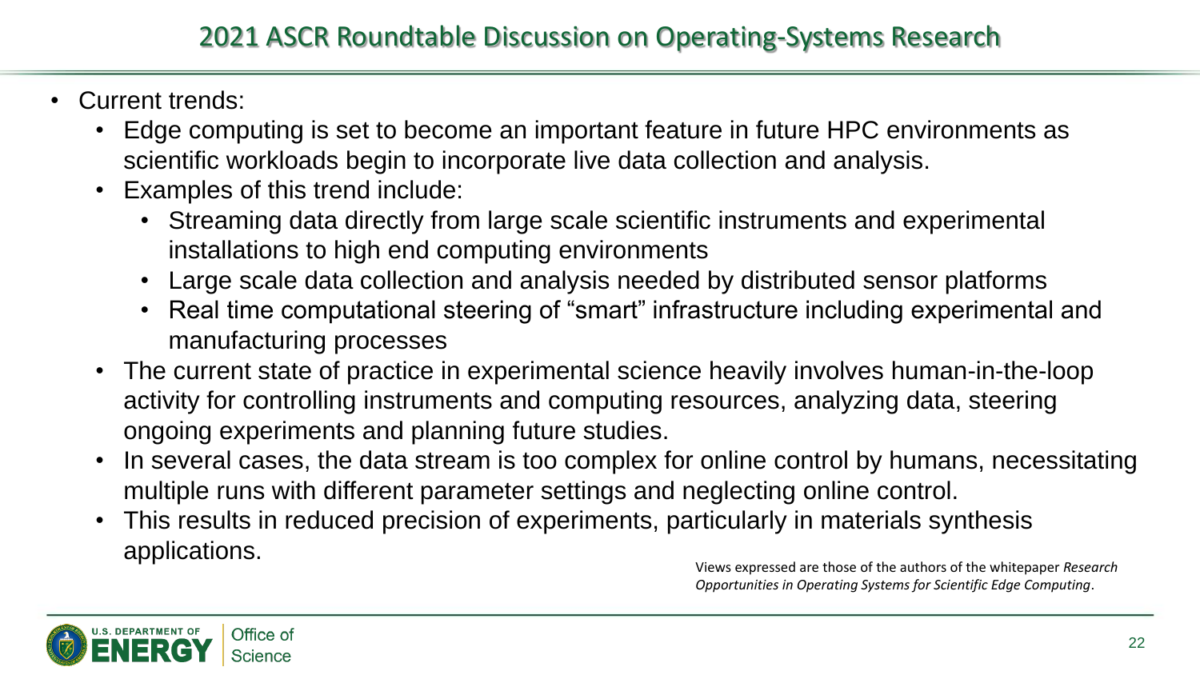# 2021 ASCR Roundtable Discussion on Operating-Systems Research

- Current trends:
  - Edge computing is set to become an important feature in future HPC environments as scientific workloads begin to incorporate live data collection and analysis.
  - Examples of this trend include:
    - Streaming data directly from large scale scientific instruments and experimental installations to high end computing environments
    - Large scale data collection and analysis needed by distributed sensor platforms
    - Real time computational steering of "smart" infrastructure including experimental and manufacturing processes
  - The current state of practice in experimental science heavily involves human-in-the-loop activity for controlling instruments and computing resources, analyzing data, steering ongoing experiments and planning future studies.
  - In several cases, the data stream is too complex for online control by humans, necessitating multiple runs with different parameter settings and neglecting online control.
  - This results in reduced precision of experiments, particularly in materials synthesis applications.

Views expressed are those of the authors of the whitepaper *Research Opportunities in Operating Systems for Scientific Edge Computing*.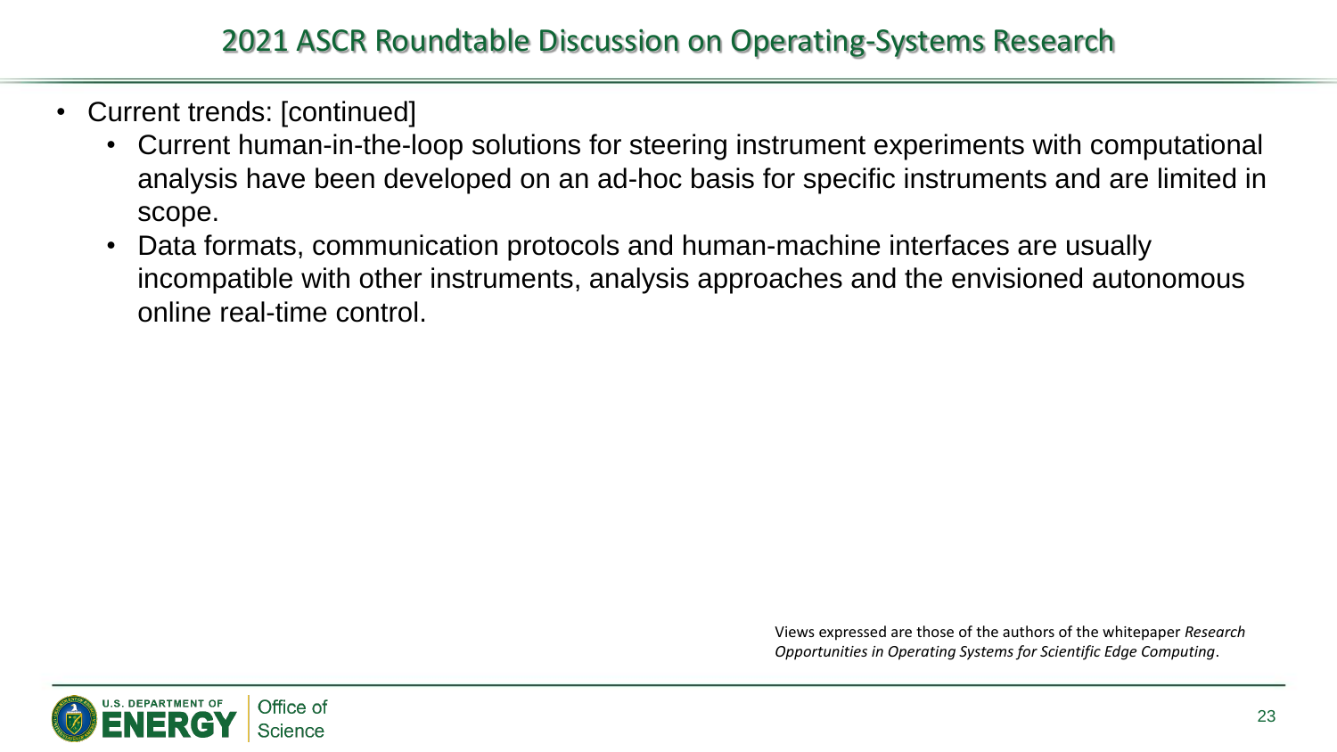# 2021 ASCR Roundtable Discussion on Operating-Systems Research

- Current trends: [continued]
  - Current human-in-the-loop solutions for steering instrument experiments with computational analysis have been developed on an ad-hoc basis for specific instruments and are limited in scope.
  - Data formats, communication protocols and human-machine interfaces are usually incompatible with other instruments, analysis approaches and the envisioned autonomous online real-time control.

Views expressed are those of the authors of the whitepaper *Research Opportunities in Operating Systems for Scientific Edge Computing*.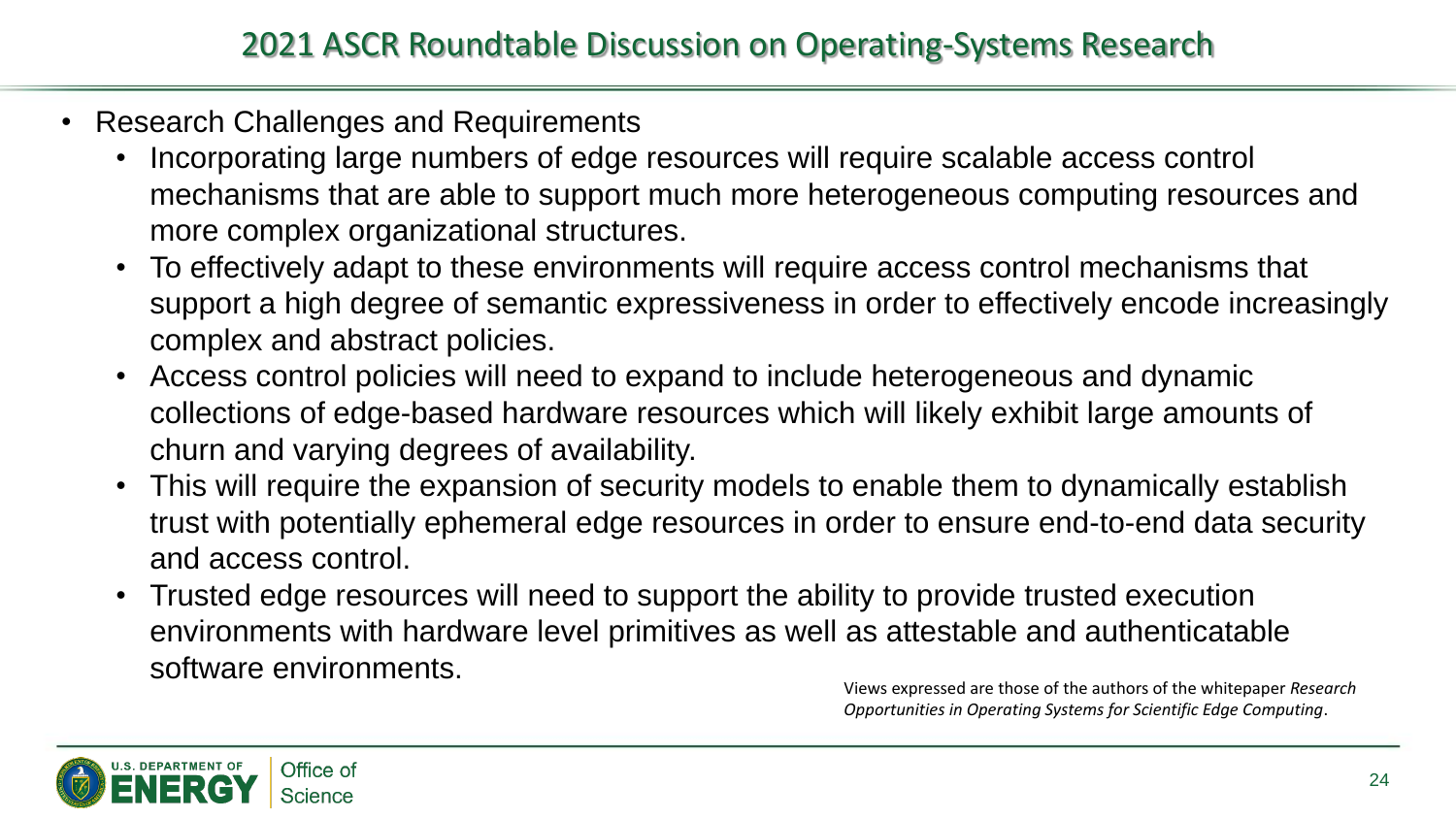# 2021 ASCR Roundtable Discussion on Operating-Systems Research

- Research Challenges and Requirements
  - Incorporating large numbers of edge resources will require scalable access control mechanisms that are able to support much more heterogeneous computing resources and more complex organizational structures.
  - To effectively adapt to these environments will require access control mechanisms that support a high degree of semantic expressiveness in order to effectively encode increasingly complex and abstract policies.
  - Access control policies will need to expand to include heterogeneous and dynamic collections of edge-based hardware resources which will likely exhibit large amounts of churn and varying degrees of availability.
  - This will require the expansion of security models to enable them to dynamically establish trust with potentially ephemeral edge resources in order to ensure end-to-end data security and access control.
  - Trusted edge resources will need to support the ability to provide trusted execution environments with hardware level primitives as well as attestable and authenticatable software environments.

Views expressed are those of the authors of the whitepaper *Research Opportunities in Operating Systems for Scientific Edge Computing*.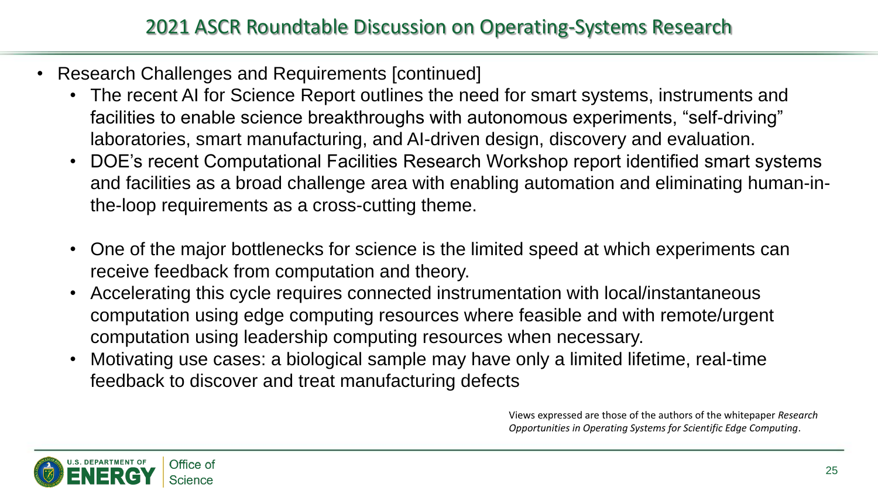# 2021 ASCR Roundtable Discussion on Operating-Systems Research

- Research Challenges and Requirements [continued]
  - The recent AI for Science Report outlines the need for smart systems, instruments and facilities to enable science breakthroughs with autonomous experiments, "self-driving" laboratories, smart manufacturing, and AI-driven design, discovery and evaluation.
  - DOE's recent Computational Facilities Research Workshop report identified smart systems and facilities as a broad challenge area with enabling automation and eliminating human-in-the-loop requirements as a cross-cutting theme.
  - One of the major bottlenecks for science is the limited speed at which experiments can receive feedback from computation and theory.
  - Accelerating this cycle requires connected instrumentation with local/instantaneous computation using edge computing resources where feasible and with remote/urgent computation using leadership computing resources when necessary.
  - Motivating use cases: a biological sample may have only a limited lifetime, real-time feedback to discover and treat manufacturing defects

Views expressed are those of the authors of the whitepaper *Research Opportunities in Operating Systems for Scientific Edge Computing*.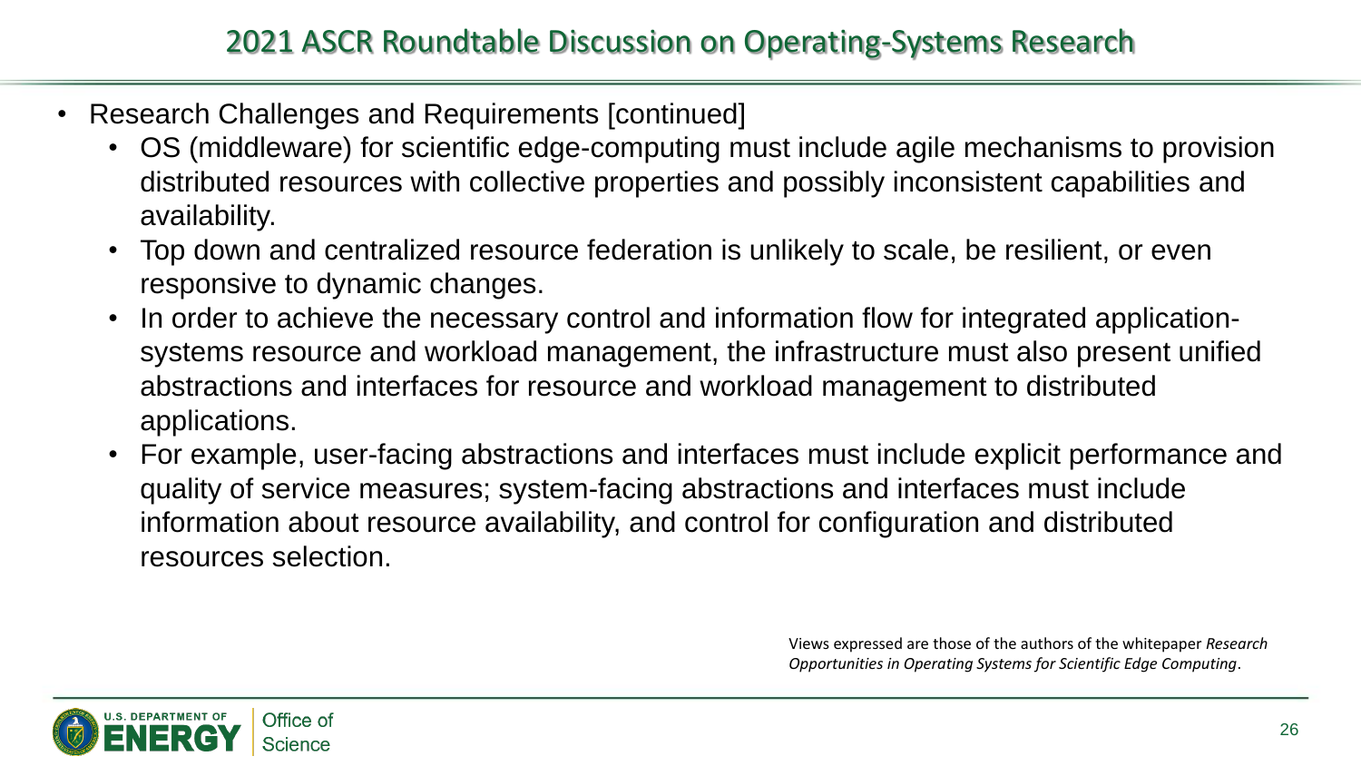## 2021 ASCR Roundtable Discussion on Operating-Systems Research

- Research Challenges and Requirements [continued]
  - OS (middleware) for scientific edge-computing must include agile mechanisms to provision distributed resources with collective properties and possibly inconsistent capabilities and availability.
  - Top down and centralized resource federation is unlikely to scale, be resilient, or even responsive to dynamic changes.
  - In order to achieve the necessary control and information flow for integrated application-systems resource and workload management, the infrastructure must also present unified abstractions and interfaces for resource and workload management to distributed applications.
  - For example, user-facing abstractions and interfaces must include explicit performance and quality of service measures; system-facing abstractions and interfaces must include information about resource availability, and control for configuration and distributed resources selection.

Views expressed are those of the authors of the whitepaper *Research Opportunities in Operating Systems for Scientific Edge Computing*.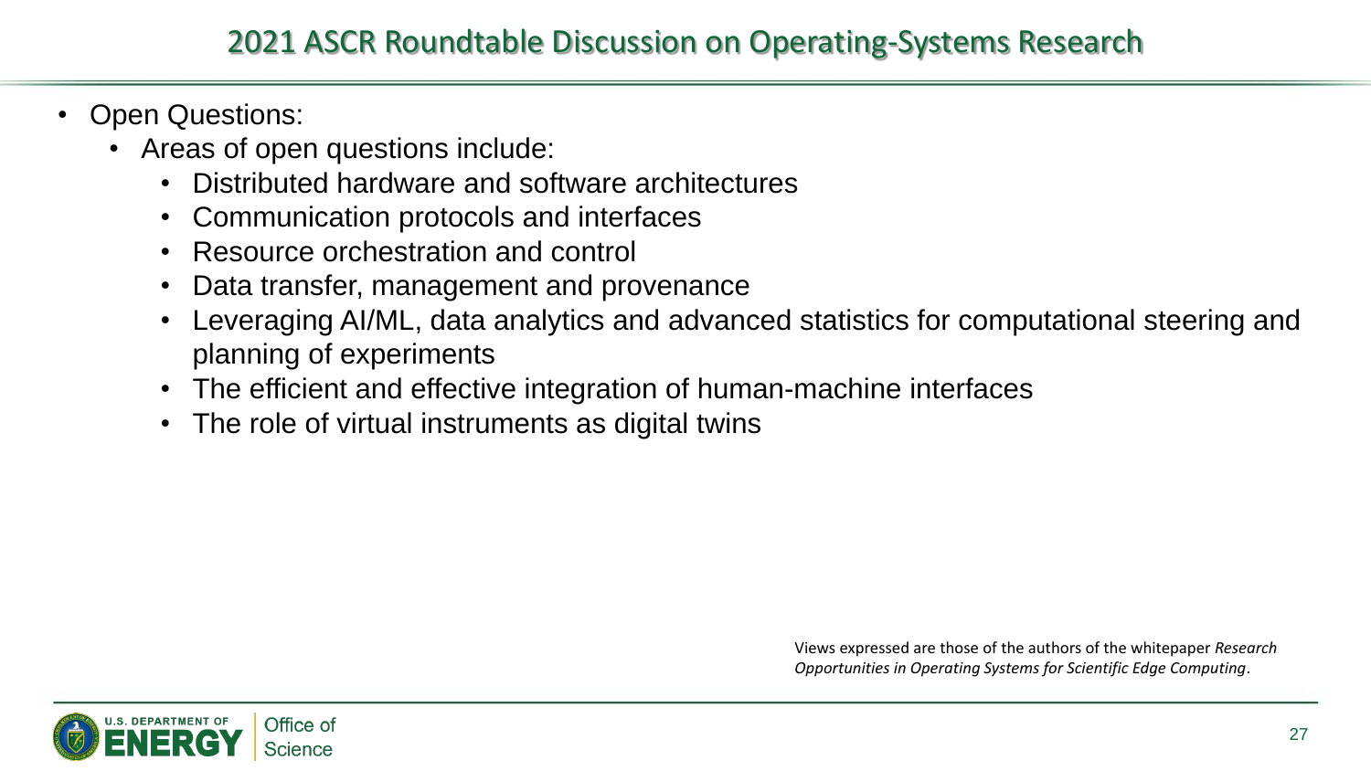# 2021 ASCR Roundtable Discussion on Operating-Systems Research

- Open Questions:
  - Areas of open questions include:
    - Distributed hardware and software architectures
    - Communication protocols and interfaces
    - Resource orchestration and control
    - Data transfer, management and provenance
    - Leveraging AI/ML, data analytics and advanced statistics for computational steering and planning of experiments
    - The efficient and effective integration of human-machine interfaces
    - The role of virtual instruments as digital twins

Views expressed are those of the authors of the whitepaper *Research Opportunities in Operating Systems for Scientific Edge Computing*.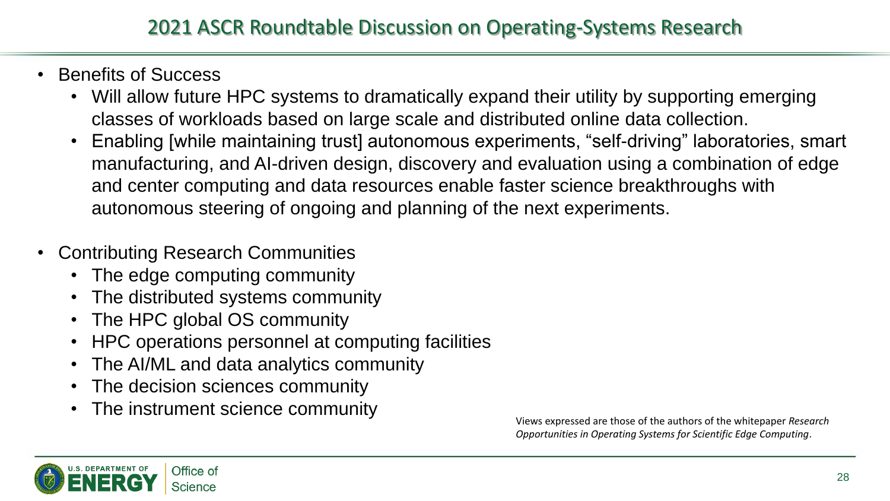## 2021 ASCR Roundtable Discussion on Operating-Systems Research

- Benefits of Success
  - Will allow future HPC systems to dramatically expand their utility by supporting emerging classes of workloads based on large scale and distributed online data collection.
  - Enabling [while maintaining trust] autonomous experiments, "self-driving" laboratories, smart manufacturing, and AI-driven design, discovery and evaluation using a combination of edge and center computing and data resources enable faster science breakthroughs with autonomous steering of ongoing and planning of the next experiments.
- Contributing Research Communities
  - The edge computing community
  - The distributed systems community
  - The HPC global OS community
  - HPC operations personnel at computing facilities
  - The AI/ML and data analytics community
  - The decision sciences community
  - The instrument science community

Views expressed are those of the authors of the whitepaper *Research Opportunities in Operating Systems for Scientific Edge Computing*.